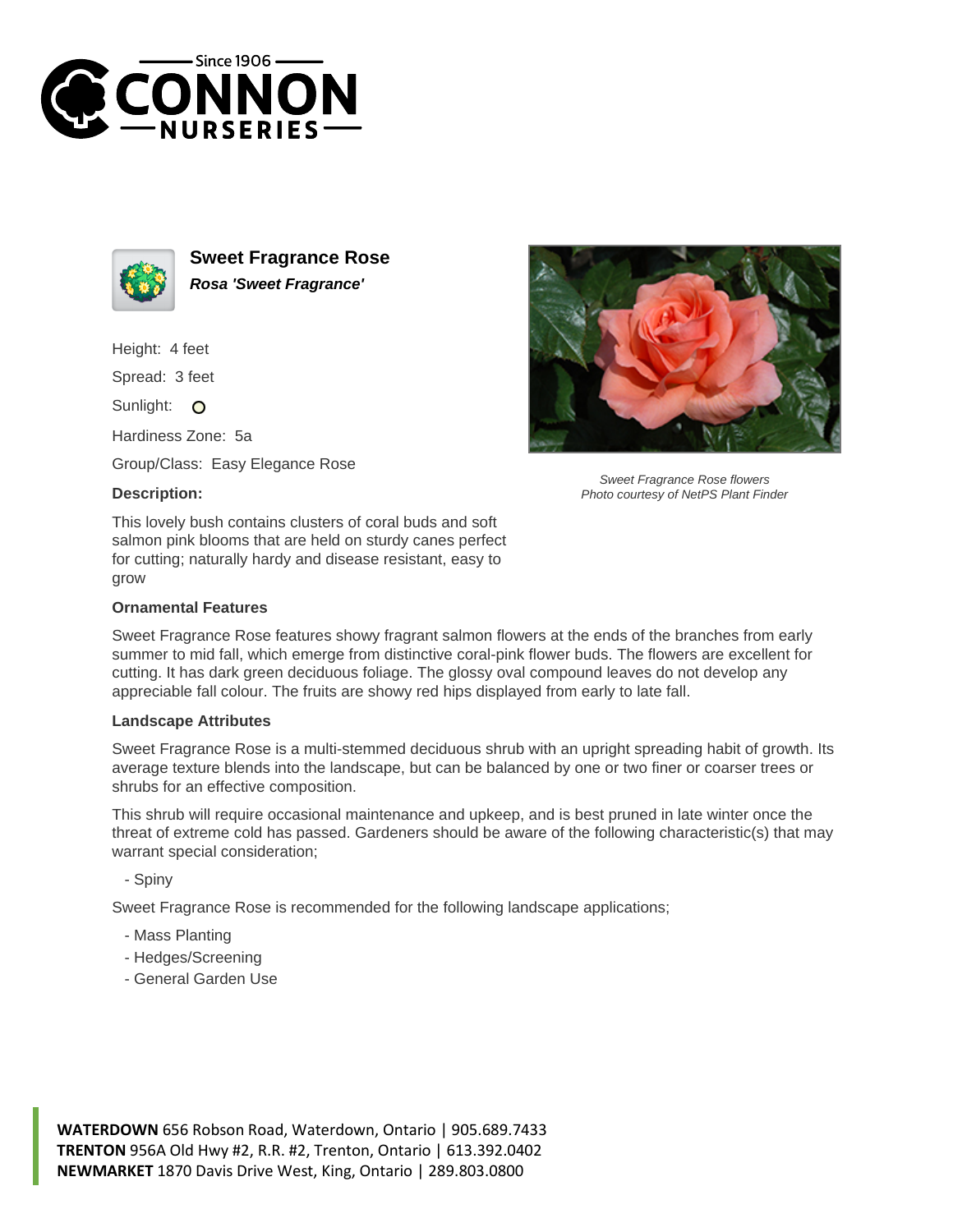# Sweet Fragrance Rose

***Rosa 'Sweet Fragrance'***

Height: 4 feet

Spread: 3 feet

Sunlight: O

Hardiness Zone: 5a

Group/Class: Easy Elegance Rose

**Description:**

This lovely bush contains clusters of coral buds and soft salmon pink blooms that are held on sturdy canes perfect for cutting; naturally hardy and disease resistant, easy to grow

*Sweet Fragrance Rose flowers*
*Photo courtesy of NetPS Plant Finder*

### Ornamental Features

Sweet Fragrance Rose features showy fragrant salmon flowers at the ends of the branches from early summer to mid fall, which emerge from distinctive coral-pink flower buds. The flowers are excellent for cutting. It has dark green deciduous foliage. The glossy oval compound leaves do not develop any appreciable fall colour. The fruits are showy red hips displayed from early to late fall.

### Landscape Attributes

Sweet Fragrance Rose is a multi-stemmed deciduous shrub with an upright spreading habit of growth. Its average texture blends into the landscape, but can be balanced by one or two finer or coarser trees or shrubs for an effective composition.

This shrub will require occasional maintenance and upkeep, and is best pruned in late winter once the threat of extreme cold has passed. Gardeners should be aware of the following characteristic(s) that may warrant special consideration;

- Spiny

Sweet Fragrance Rose is recommended for the following landscape applications;

- Mass Planting
- Hedges/Screening
- General Garden Use

**WATERDOWN** 656 Robson Road, Waterdown, Ontario | 905.689.7433
**TRENTON** 956A Old Hwy #2, R.R. #2, Trenton, Ontario | 613.392.0402
**NEWMARKET** 1870 Davis Drive West, King, Ontario | 289.803.0800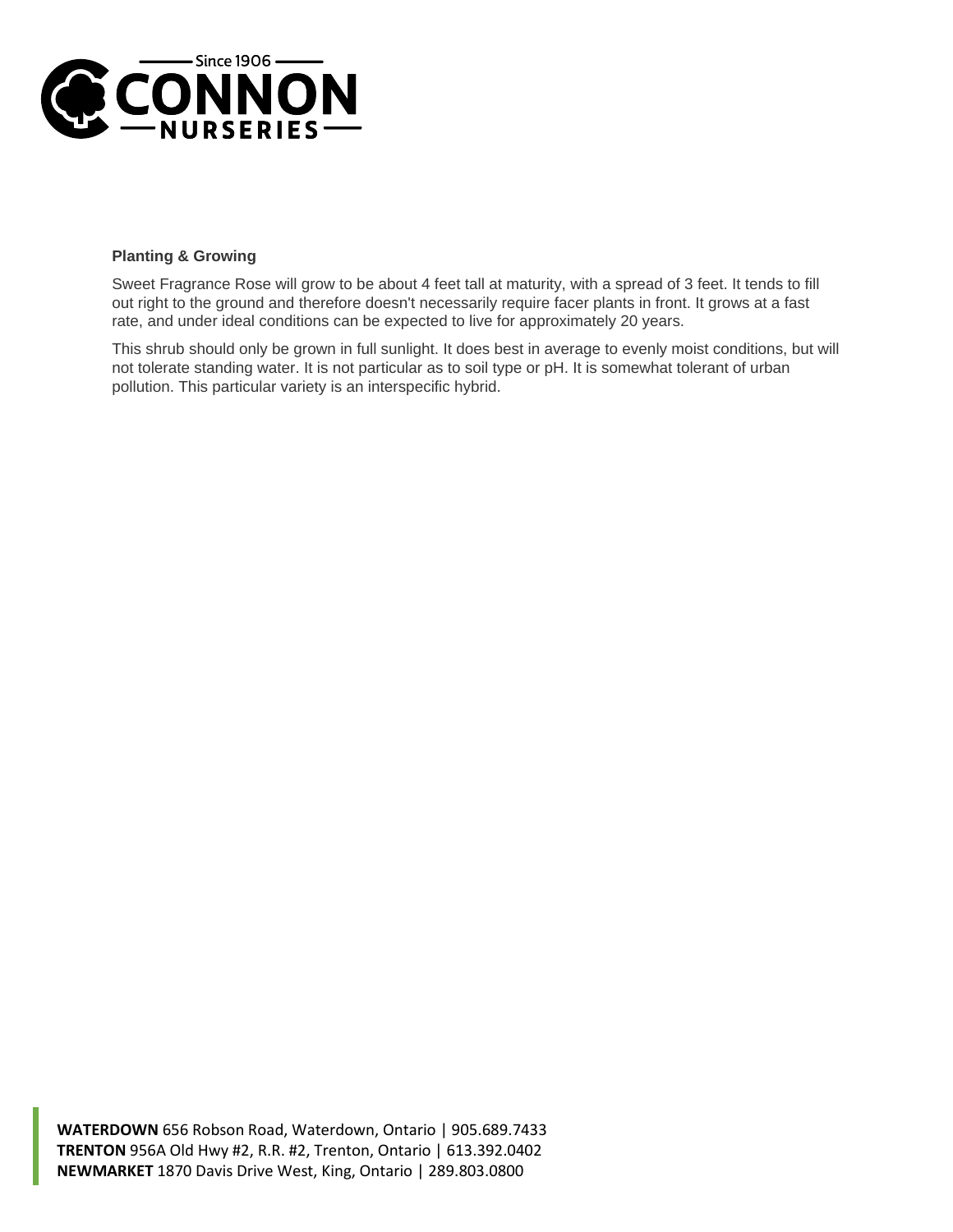### Planting & Growing

Sweet Fragrance Rose will grow to be about 4 feet tall at maturity, with a spread of 3 feet. It tends to fill out right to the ground and therefore doesn't necessarily require facer plants in front. It grows at a fast rate, and under ideal conditions can be expected to live for approximately 20 years.

This shrub should only be grown in full sunlight. It does best in average to evenly moist conditions, but will not tolerate standing water. It is not particular as to soil type or pH. It is somewhat tolerant of urban pollution. This particular variety is an interspecific hybrid.